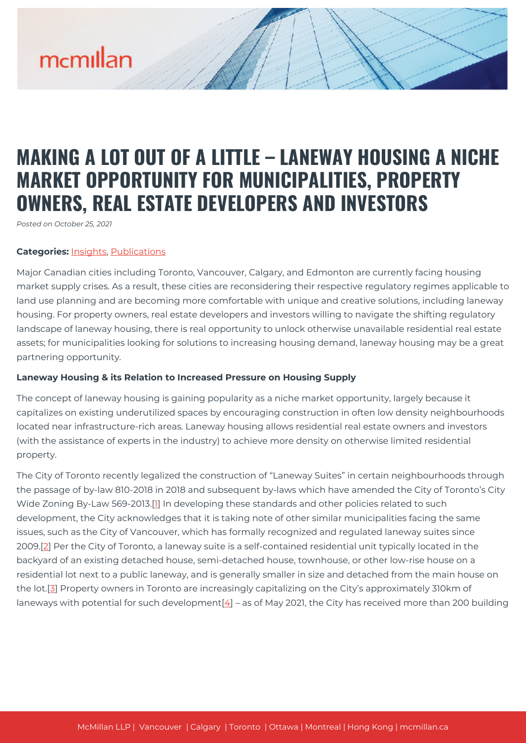# MAKING A LOT OUT OF A LITTLE – LANEWAY HOUSING A NICHE MARKET OPPORTUNITY FOR MUNICIPALITIES, PROPERTY OWNERS, REAL ESTATE DEVELOPERS AND INVESTORS

*Posted on October 25, 2021*

**Categories:** Insights, Publications

Major Canadian cities including Toronto, Vancouver, Calgary, and Edmonton are currently facing housing market supply crises. As a result, these cities are reconsidering their respective regulatory regimes applicable to land use planning and are becoming more comfortable with unique and creative solutions, including laneway housing. For property owners, real estate developers and investors willing to navigate the shifting regulatory landscape of laneway housing, there is real opportunity to unlock otherwise unavailable residential real estate assets; for municipalities looking for solutions to increasing housing demand, laneway housing may be a great partnering opportunity.

**Laneway Housing & its Relation to Increased Pressure on Housing Supply**

The concept of laneway housing is gaining popularity as a niche market opportunity, largely because it capitalizes on existing underutilized spaces by encouraging construction in often low density neighbourhoods located near infrastructure-rich areas. Laneway housing allows residential real estate owners and investors (with the assistance of experts in the industry) to achieve more density on otherwise limited residential property.

The City of Toronto recently legalized the construction of "Laneway Suites" in certain neighbourhoods through the passage of by-law 810-2018 in 2018 and subsequent by-laws which have amended the City of Toronto's City Wide Zoning By-Law 569-2013.[1] In developing these standards and other policies related to such development, the City acknowledges that it is taking note of other similar municipalities facing the same issues, such as the City of Vancouver, which has formally recognized and regulated laneway suites since 2009.[2] Per the City of Toronto, a laneway suite is a self-contained residential unit typically located in the backyard of an existing detached house, semi-detached house, townhouse, or other low-rise house on a residential lot next to a public laneway, and is generally smaller in size and detached from the main house on the lot.[3] Property owners in Toronto are increasingly capitalizing on the City's approximately 310km of laneways with potential for such development[4] – as of May 2021, the City has received more than 200 building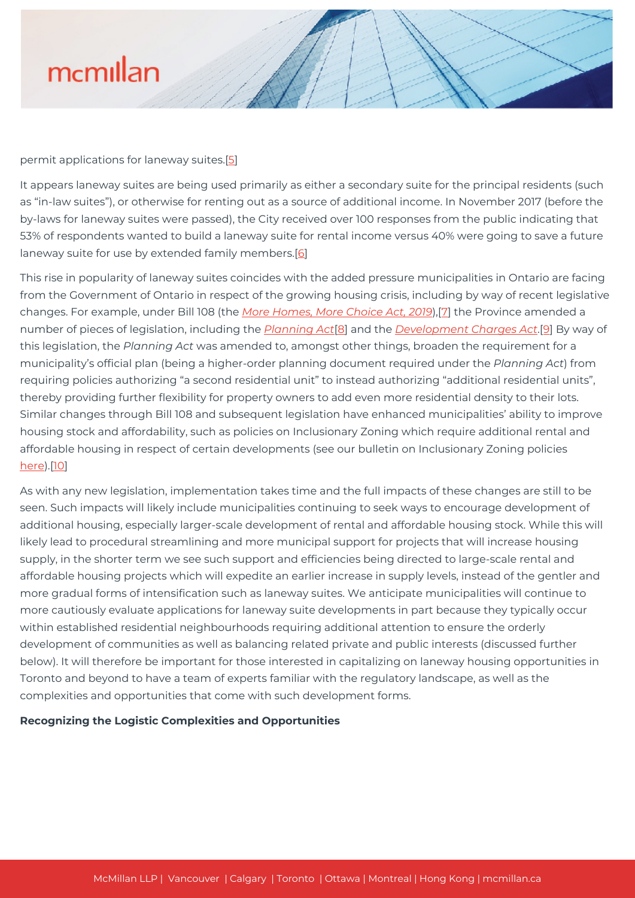permit applications for laneway suites.[5]

It appears laneway suites are being used primarily as either a secondary suite for the principal residents (such as "in-law suites"), or otherwise for renting out as a source of additional income. In November 2017 (before the by-laws for laneway suites were passed), the City received over 100 responses from the public indicating that 53% of respondents wanted to build a laneway suite for rental income versus 40% were going to save a future laneway suite for use by extended family members.[6]

This rise in popularity of laneway suites coincides with the added pressure municipalities in Ontario are facing from the Government of Ontario in respect of the growing housing crisis, including by way of recent legislative changes. For example, under Bill 108 (the *More Homes, More Choice Act, 2019*),[7] the Province amended a number of pieces of legislation, including the *Planning Act*[8] and the *Development Charges Act*.[9] By way of this legislation, the *Planning Act* was amended to, amongst other things, broaden the requirement for a municipality's official plan (being a higher-order planning document required under the *Planning Act*) from requiring policies authorizing "a second residential unit" to instead authorizing "additional residential units", thereby providing further flexibility for property owners to add even more residential density to their lots. Similar changes through Bill 108 and subsequent legislation have enhanced municipalities' ability to improve housing stock and affordability, such as policies on Inclusionary Zoning which require additional rental and affordable housing in respect of certain developments (see our bulletin on Inclusionary Zoning policies here).[10]

As with any new legislation, implementation takes time and the full impacts of these changes are still to be seen. Such impacts will likely include municipalities continuing to seek ways to encourage development of additional housing, especially larger-scale development of rental and affordable housing stock. While this will likely lead to procedural streamlining and more municipal support for projects that will increase housing supply, in the shorter term we see such support and efficiencies being directed to large-scale rental and affordable housing projects which will expedite an earlier increase in supply levels, instead of the gentler and more gradual forms of intensification such as laneway suites. We anticipate municipalities will continue to more cautiously evaluate applications for laneway suite developments in part because they typically occur within established residential neighbourhoods requiring additional attention to ensure the orderly development of communities as well as balancing related private and public interests (discussed further below). It will therefore be important for those interested in capitalizing on laneway housing opportunities in Toronto and beyond to have a team of experts familiar with the regulatory landscape, as well as the complexities and opportunities that come with such development forms.

**Recognizing the Logistic Complexities and Opportunities**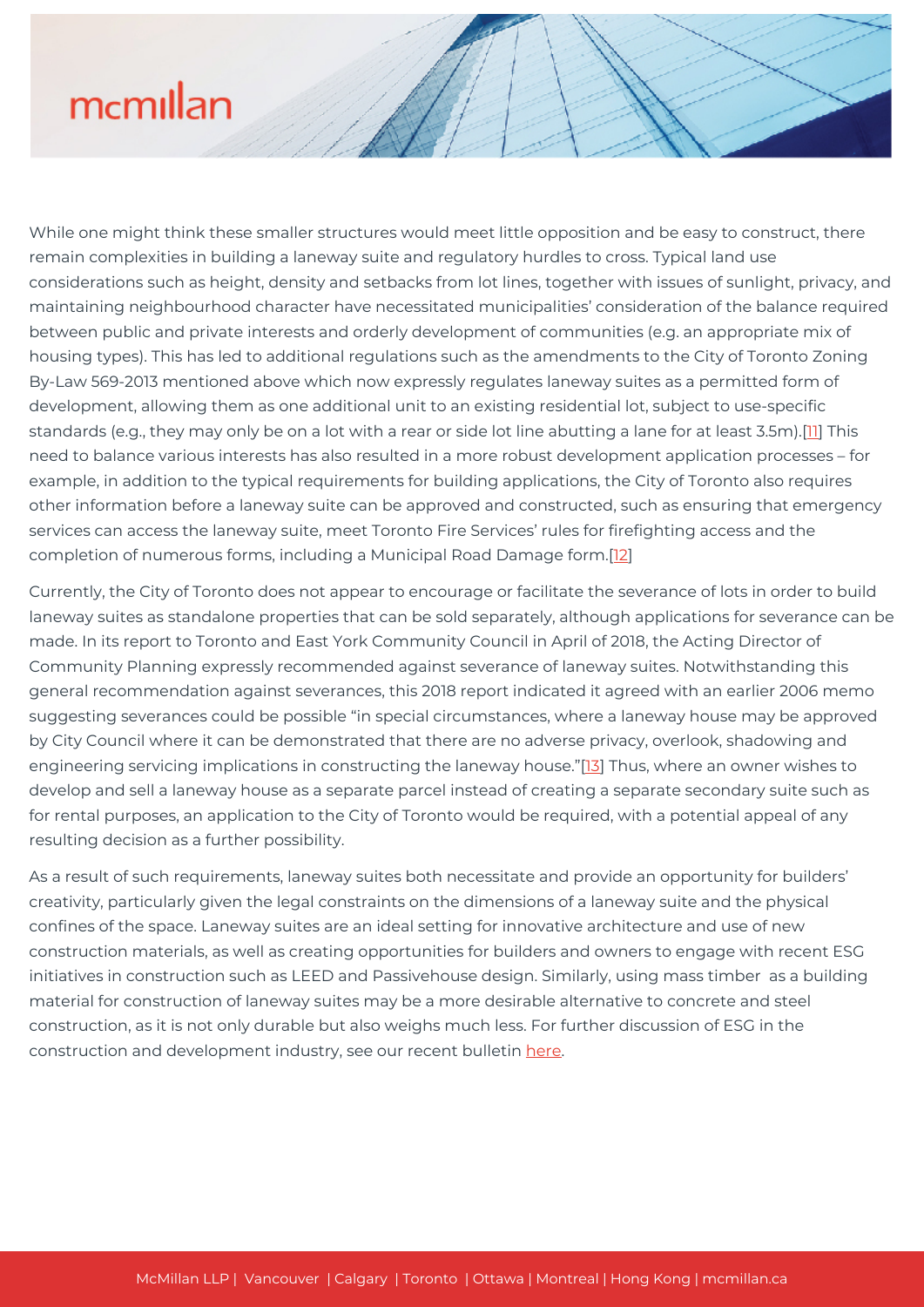While one might think these smaller structures would meet little opposition and be easy to construct, there remain complexities in building a laneway suite and regulatory hurdles to cross. Typical land use considerations such as height, density and setbacks from lot lines, together with issues of sunlight, privacy, and maintaining neighbourhood character have necessitated municipalities' consideration of the balance required between public and private interests and orderly development of communities (e.g. an appropriate mix of housing types). This has led to additional regulations such as the amendments to the City of Toronto Zoning By-Law 569-2013 mentioned above which now expressly regulates laneway suites as a permitted form of development, allowing them as one additional unit to an existing residential lot, subject to use-specific standards (e.g., they may only be on a lot with a rear or side lot line abutting a lane for at least 3.5m).[11] This need to balance various interests has also resulted in a more robust development application processes – for example, in addition to the typical requirements for building applications, the City of Toronto also requires other information before a laneway suite can be approved and constructed, such as ensuring that emergency services can access the laneway suite, meet Toronto Fire Services' rules for firefighting access and the completion of numerous forms, including a Municipal Road Damage form.[12]

Currently, the City of Toronto does not appear to encourage or facilitate the severance of lots in order to build laneway suites as standalone properties that can be sold separately, although applications for severance can be made. In its report to Toronto and East York Community Council in April of 2018, the Acting Director of Community Planning expressly recommended against severance of laneway suites. Notwithstanding this general recommendation against severances, this 2018 report indicated it agreed with an earlier 2006 memo suggesting severances could be possible "in special circumstances, where a laneway house may be approved by City Council where it can be demonstrated that there are no adverse privacy, overlook, shadowing and engineering servicing implications in constructing the laneway house."[13] Thus, where an owner wishes to develop and sell a laneway house as a separate parcel instead of creating a separate secondary suite such as for rental purposes, an application to the City of Toronto would be required, with a potential appeal of any resulting decision as a further possibility.

As a result of such requirements, laneway suites both necessitate and provide an opportunity for builders' creativity, particularly given the legal constraints on the dimensions of a laneway suite and the physical confines of the space. Laneway suites are an ideal setting for innovative architecture and use of new construction materials, as well as creating opportunities for builders and owners to engage with recent ESG initiatives in construction such as LEED and Passivehouse design. Similarly, using mass timber as a building material for construction of laneway suites may be a more desirable alternative to concrete and steel construction, as it is not only durable but also weighs much less. For further discussion of ESG in the construction and development industry, see our recent bulletin here.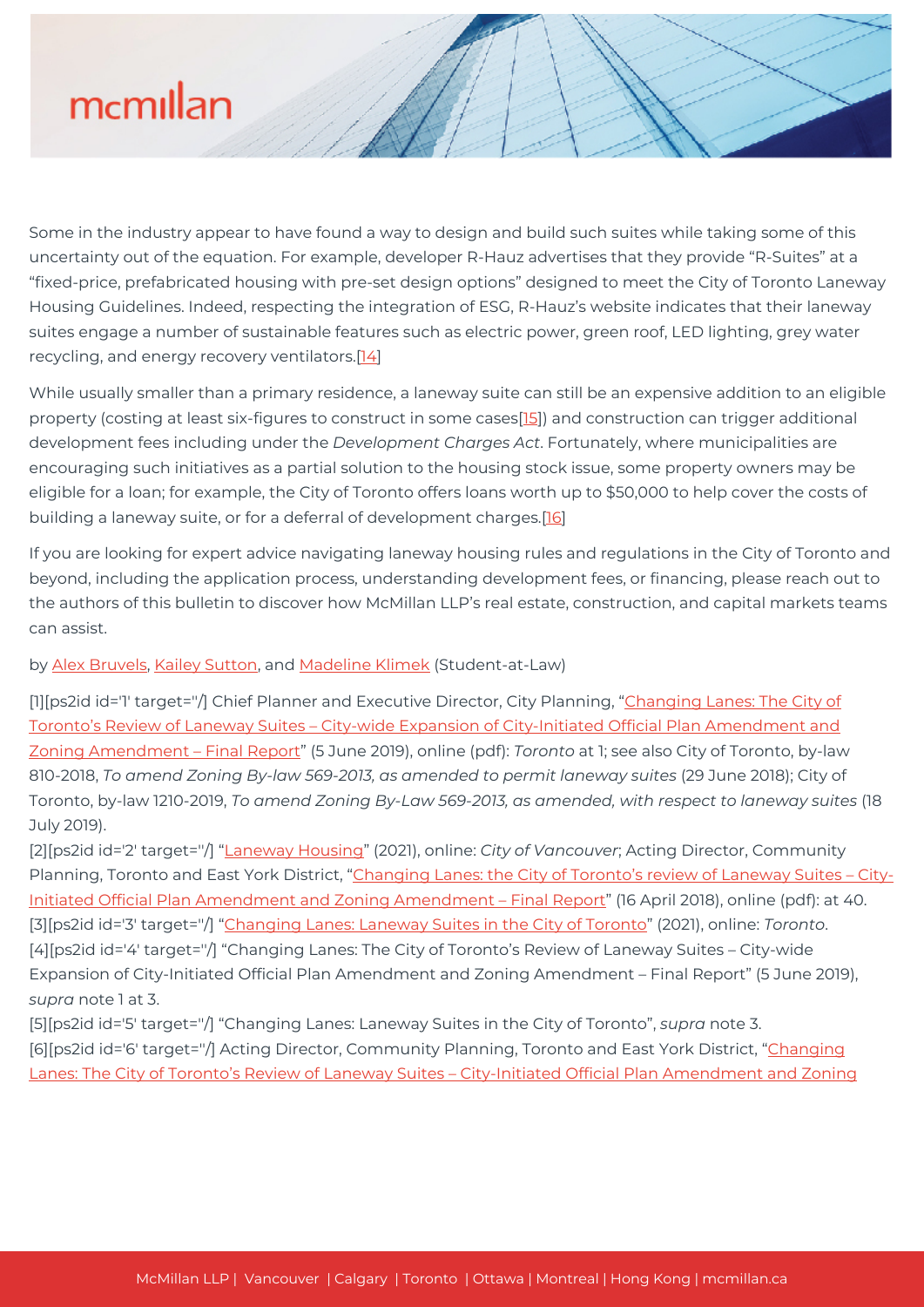Some in the industry appear to have found a way to design and build such suites while taking some of this uncertainty out of the equation. For example, developer R-Hauz advertises that they provide "R-Suites" at a "fixed-price, prefabricated housing with pre-set design options" designed to meet the City of Toronto Laneway Housing Guidelines. Indeed, respecting the integration of ESG, R-Hauz's website indicates that their laneway suites engage a number of sustainable features such as electric power, green roof, LED lighting, grey water recycling, and energy recovery ventilators.[14]

While usually smaller than a primary residence, a laneway suite can still be an expensive addition to an eligible property (costing at least six-figures to construct in some cases[15]) and construction can trigger additional development fees including under the *Development Charges Act*. Fortunately, where municipalities are encouraging such initiatives as a partial solution to the housing stock issue, some property owners may be eligible for a loan; for example, the City of Toronto offers loans worth up to $50,000 to help cover the costs of building a laneway suite, or for a deferral of development charges.[16]

If you are looking for expert advice navigating laneway housing rules and regulations in the City of Toronto and beyond, including the application process, understanding development fees, or financing, please reach out to the authors of this bulletin to discover how McMillan LLP's real estate, construction, and capital markets teams can assist.

by Alex Bruvels, Kailey Sutton, and Madeline Klimek (Student-at-Law)

[1][ps2id id='1' target=''/] Chief Planner and Executive Director, City Planning, "Changing Lanes: The City of Toronto's Review of Laneway Suites – City-wide Expansion of City-Initiated Official Plan Amendment and Zoning Amendment – Final Report" (5 June 2019), online (pdf): *Toronto* at 1; see also City of Toronto, by-law 810-2018, *To amend Zoning By-law 569-2013, as amended to permit laneway suites* (29 June 2018); City of Toronto, by-law 1210-2019, *To amend Zoning By-Law 569-2013, as amended, with respect to laneway suites* (18 July 2019).
[2][ps2id id='2' target=''/] "Laneway Housing" (2021), online: *City of Vancouver*; Acting Director, Community Planning, Toronto and East York District, "Changing Lanes: the City of Toronto's review of Laneway Suites – City-Initiated Official Plan Amendment and Zoning Amendment – Final Report" (16 April 2018), online (pdf): at 40.
[3][ps2id id='3' target=''/] "Changing Lanes: Laneway Suites in the City of Toronto" (2021), online: *Toronto*.
[4][ps2id id='4' target=''/] "Changing Lanes: The City of Toronto's Review of Laneway Suites – City-wide Expansion of City-Initiated Official Plan Amendment and Zoning Amendment – Final Report" (5 June 2019), *supra* note 1 at 3.
[5][ps2id id='5' target=''/] "Changing Lanes: Laneway Suites in the City of Toronto", *supra* note 3.
[6][ps2id id='6' target=''/] Acting Director, Community Planning, Toronto and East York District, "Changing Lanes: The City of Toronto's Review of Laneway Suites – City-Initiated Official Plan Amendment and Zoning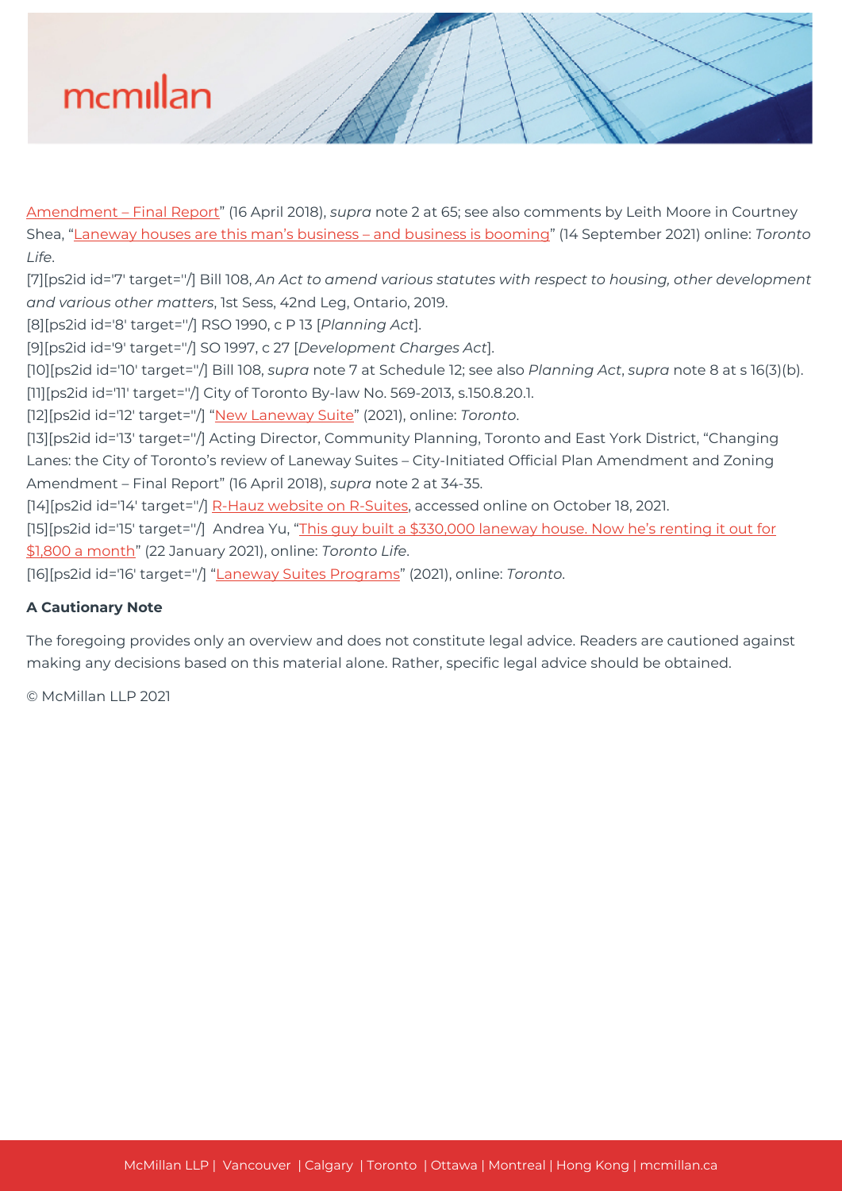Amendment – Final Report" (16 April 2018), *supra* note 2 at 65; see also comments by Leith Moore in Courtney Shea, "Laneway houses are this man's business – and business is booming" (14 September 2021) online: *Toronto Life*.

[7][ps2id id='7' target=''/] Bill 108, *An Act to amend various statutes with respect to housing, other development and various other matters*, 1st Sess, 42nd Leg, Ontario, 2019.

[8][ps2id id='8' target=''/] RSO 1990, c P 13 [*Planning Act*].

[9][ps2id id='9' target=''/] SO 1997, c 27 [*Development Charges Act*].

[10][ps2id id='10' target=''/] Bill 108, *supra* note 7 at Schedule 12; see also *Planning Act*, *supra* note 8 at s 16(3)(b).

[11][ps2id id='11' target=''/] City of Toronto By-law No. 569-2013, s.150.8.20.1.

[12][ps2id id='12' target=''/] "New Laneway Suite" (2021), online: *Toronto*.

[13][ps2id id='13' target=''/] Acting Director, Community Planning, Toronto and East York District, "Changing Lanes: the City of Toronto's review of Laneway Suites – City-Initiated Official Plan Amendment and Zoning Amendment – Final Report" (16 April 2018), *supra* note 2 at 34-35.

[14][ps2id id='14' target=''/] R-Hauz website on R-Suites, accessed online on October 18, 2021.

[15][ps2id id='15' target=''/] Andrea Yu, "This guy built a $330,000 laneway house. Now he's renting it out for $1,800 a month" (22 January 2021), online: *Toronto Life*.

[16][ps2id id='16' target=''/] "Laneway Suites Programs" (2021), online: *Toronto*.

**A Cautionary Note**

The foregoing provides only an overview and does not constitute legal advice. Readers are cautioned against making any decisions based on this material alone. Rather, specific legal advice should be obtained.

© McMillan LLP 2021